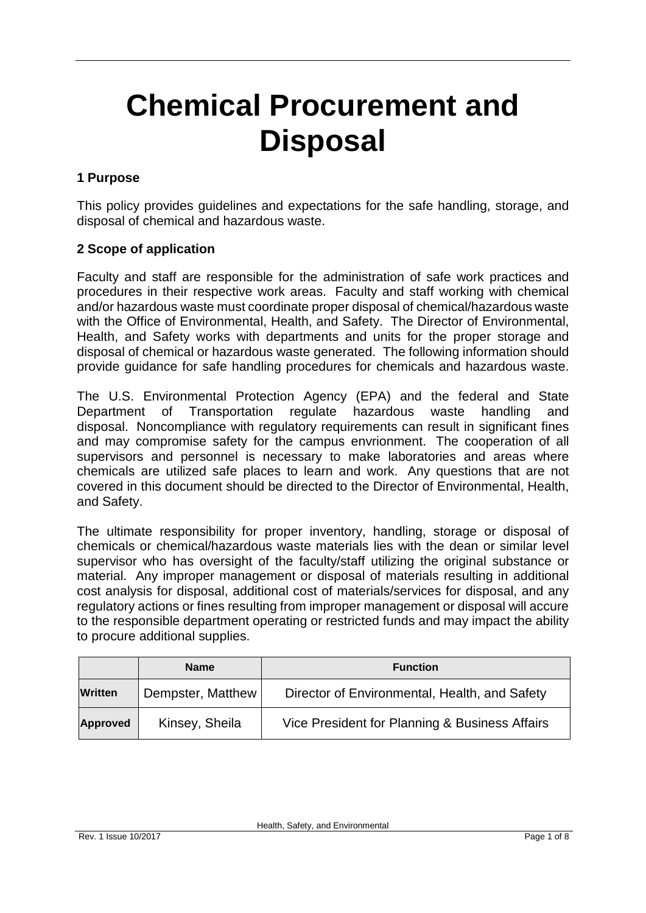# Chemical Procurement and Disposal

## 1 Purpose

This policy provides guidelines and expectations for the safe handling, storage, and disposal of chemical and hazardous waste.

## 2 Scope of application

Faculty and staff are responsible for the administration of safe work practices and procedures in their respective work areas. Faculty and staff working with chemical and/or hazardous waste must coordinate proper disposal of chemical/hazardous waste with the Office of Environmental, Health, and Safety. The Director of Environmental, Health, and Safety works with departments and units for the proper storage and disposal of chemical or hazardous waste generated. The following information should provide guidance for safe handling procedures for chemicals and hazardous waste.

The U.S. Environmental Protection Agency (EPA) and the federal and State Department of Transportation regulate hazardous waste handling and disposal. Noncompliance with regulatory requirements can result in significant fines and may compromise safety for the campus envrionment. The cooperation of all supervisors and personnel is necessary to make laboratories and areas where chemicals are utilized safe places to learn and work. Any questions that are not covered in this document should be directed to the Director of Environmental, Health, and Safety.

The ultimate responsibility for proper inventory, handling, storage or disposal of chemicals or chemical/hazardous waste materials lies with the dean or similar level supervisor who has oversight of the faculty/staff utilizing the original substance or material. Any improper management or disposal of materials resulting in additional cost analysis for disposal, additional cost of materials/services for disposal, and any regulatory actions or fines resulting from improper management or disposal will accure to the responsible department operating or restricted funds and may impact the ability to procure additional supplies.

| | Name | Function |
|---|---|---|
| **Written** | Dempster, Matthew | Director of Environmental, Health, and Safety |
| **Approved** | Kinsey, Sheila | Vice President for Planning & Business Affairs |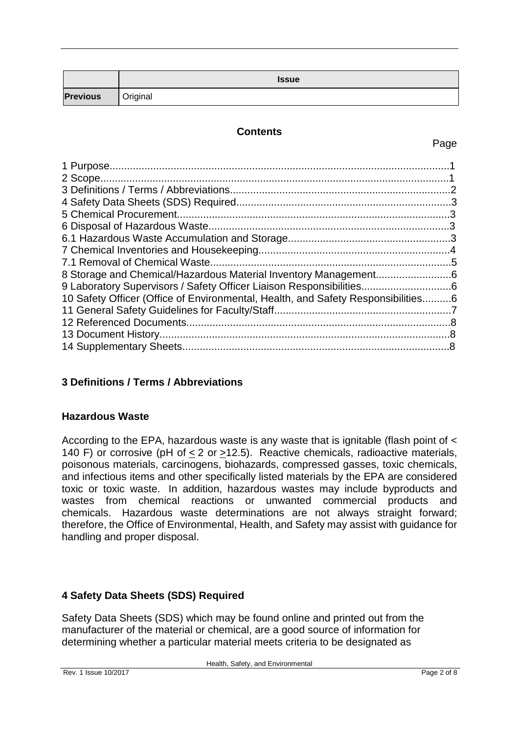| | Issue |
|---|---|
| **Previous** | Original |

**Contents**

Page

1 Purpose.....1
2 Scope.....1
3 Definitions / Terms / Abbreviations.....2
4 Safety Data Sheets (SDS) Required.....3
5 Chemical Procurement.....3
6 Disposal of Hazardous Waste.....3
6.1 Hazardous Waste Accumulation and Storage.....3
7 Chemical Inventories and Housekeeping.....4
7.1 Removal of Chemical Waste.....5
8 Storage and Chemical/Hazardous Material Inventory Management.....6
9 Laboratory Supervisors / Safety Officer Liaison Responsibilities.....6
10 Safety Officer (Office of Environmental, Health, and Safety Responsibilities.....6
11 General Safety Guidelines for Faculty/Staff.....7
12 Referenced Documents.....8
13 Document History.....8
14 Supplementary Sheets.....8

## 3 Definitions / Terms / Abbreviations

### Hazardous Waste

According to the EPA, hazardous waste is any waste that is ignitable (flash point of < 140 F) or corrosive (pH of ≤ 2 or ≥12.5). Reactive chemicals, radioactive materials, poisonous materials, carcinogens, biohazards, compressed gasses, toxic chemicals, and infectious items and other specifically listed materials by the EPA are considered toxic or toxic waste. In addition, hazardous wastes may include byproducts and wastes from chemical reactions or unwanted commercial products and chemicals. Hazardous waste determinations are not always straight forward; therefore, the Office of Environmental, Health, and Safety may assist with guidance for handling and proper disposal.

## 4 Safety Data Sheets (SDS) Required

Safety Data Sheets (SDS) which may be found online and printed out from the manufacturer of the material or chemical, are a good source of information for determining whether a particular material meets criteria to be designated as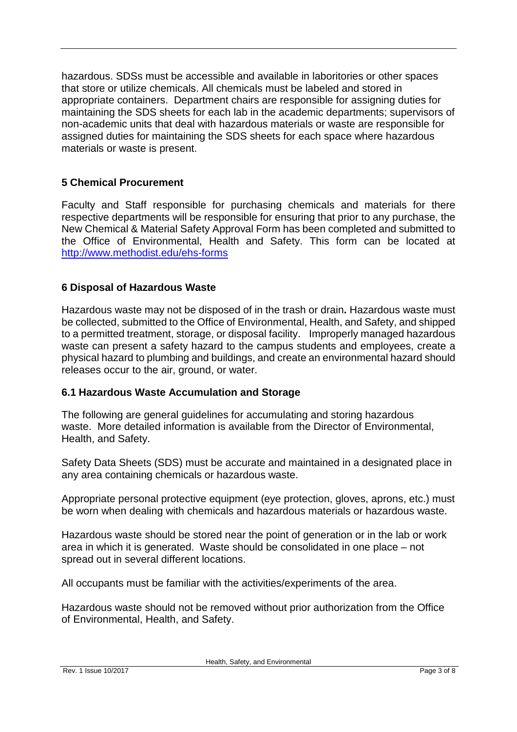hazardous. SDSs must be accessible and available in laboritories or other spaces that store or utilize chemicals. All chemicals must be labeled and stored in appropriate containers. Department chairs are responsible for assigning duties for maintaining the SDS sheets for each lab in the academic departments; supervisors of non-academic units that deal with hazardous materials or waste are responsible for assigned duties for maintaining the SDS sheets for each space where hazardous materials or waste is present.

## 5 Chemical Procurement

Faculty and Staff responsible for purchasing chemicals and materials for there respective departments will be responsible for ensuring that prior to any purchase, the New Chemical & Material Safety Approval Form has been completed and submitted to the Office of Environmental, Health and Safety. This form can be located at http://www.methodist.edu/ehs-forms

## 6 Disposal of Hazardous Waste

Hazardous waste may not be disposed of in the trash or drain**.** Hazardous waste must be collected, submitted to the Office of Environmental, Health, and Safety, and shipped to a permitted treatment, storage, or disposal facility. Improperly managed hazardous waste can present a safety hazard to the campus students and employees, create a physical hazard to plumbing and buildings, and create an environmental hazard should releases occur to the air, ground, or water.

### 6.1 Hazardous Waste Accumulation and Storage

The following are general guidelines for accumulating and storing hazardous waste. More detailed information is available from the Director of Environmental, Health, and Safety.

Safety Data Sheets (SDS) must be accurate and maintained in a designated place in any area containing chemicals or hazardous waste.

Appropriate personal protective equipment (eye protection, gloves, aprons, etc.) must be worn when dealing with chemicals and hazardous materials or hazardous waste.

Hazardous waste should be stored near the point of generation or in the lab or work area in which it is generated. Waste should be consolidated in one place – not spread out in several different locations.

All occupants must be familiar with the activities/experiments of the area.

Hazardous waste should not be removed without prior authorization from the Office of Environmental, Health, and Safety.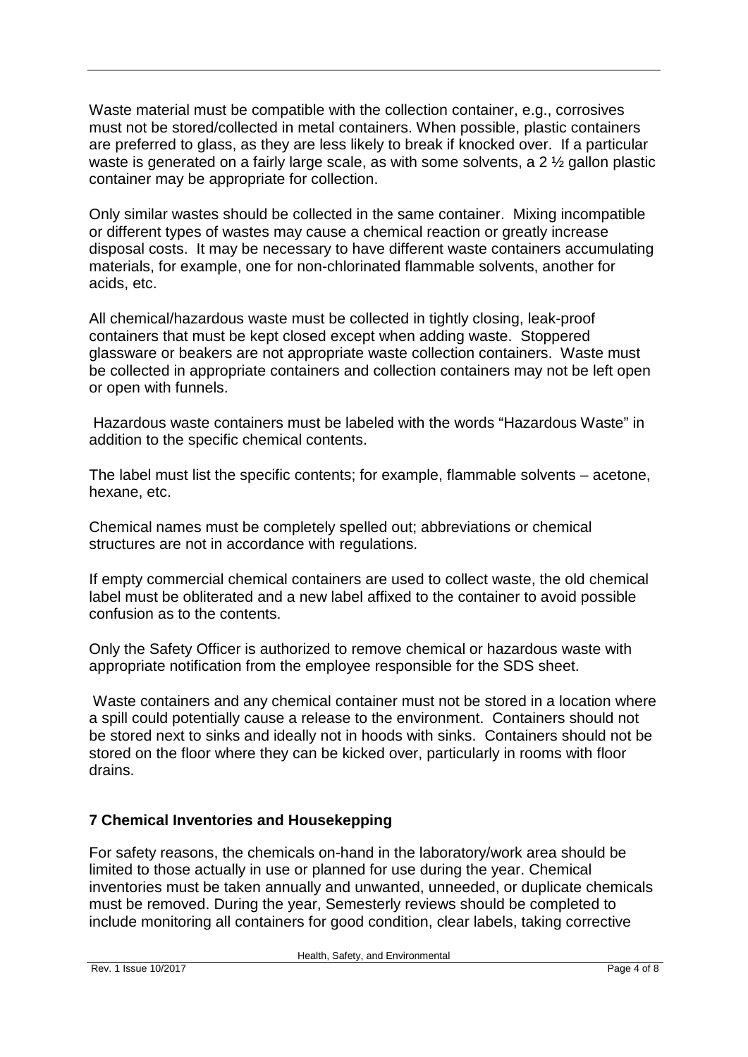Waste material must be compatible with the collection container, e.g., corrosives must not be stored/collected in metal containers. When possible, plastic containers are preferred to glass, as they are less likely to break if knocked over. If a particular waste is generated on a fairly large scale, as with some solvents, a 2 ½ gallon plastic container may be appropriate for collection.

Only similar wastes should be collected in the same container. Mixing incompatible or different types of wastes may cause a chemical reaction or greatly increase disposal costs. It may be necessary to have different waste containers accumulating materials, for example, one for non-chlorinated flammable solvents, another for acids, etc.

All chemical/hazardous waste must be collected in tightly closing, leak-proof containers that must be kept closed except when adding waste. Stoppered glassware or beakers are not appropriate waste collection containers. Waste must be collected in appropriate containers and collection containers may not be left open or open with funnels.

Hazardous waste containers must be labeled with the words "Hazardous Waste" in addition to the specific chemical contents.

The label must list the specific contents; for example, flammable solvents – acetone, hexane, etc.

Chemical names must be completely spelled out; abbreviations or chemical structures are not in accordance with regulations.

If empty commercial chemical containers are used to collect waste, the old chemical label must be obliterated and a new label affixed to the container to avoid possible confusion as to the contents.

Only the Safety Officer is authorized to remove chemical or hazardous waste with appropriate notification from the employee responsible for the SDS sheet.

Waste containers and any chemical container must not be stored in a location where a spill could potentially cause a release to the environment. Containers should not be stored next to sinks and ideally not in hoods with sinks. Containers should not be stored on the floor where they can be kicked over, particularly in rooms with floor drains.

## 7 Chemical Inventories and Housekepping

For safety reasons, the chemicals on-hand in the laboratory/work area should be limited to those actually in use or planned for use during the year. Chemical inventories must be taken annually and unwanted, unneeded, or duplicate chemicals must be removed. During the year, Semesterly reviews should be completed to include monitoring all containers for good condition, clear labels, taking corrective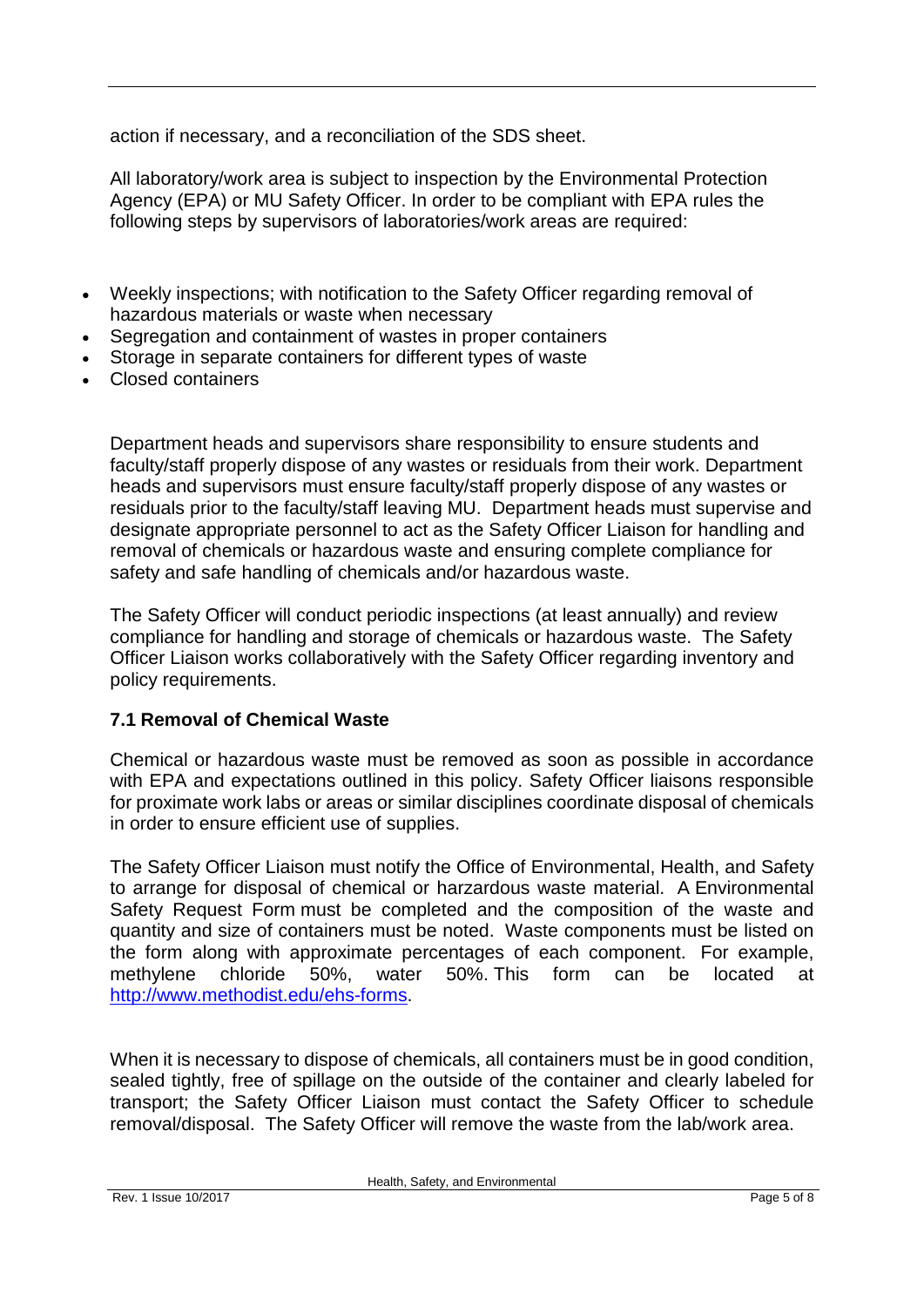action if necessary, and a reconciliation of the SDS sheet.

All laboratory/work area is subject to inspection by the Environmental Protection Agency (EPA) or MU Safety Officer. In order to be compliant with EPA rules the following steps by supervisors of laboratories/work areas are required:

- Weekly inspections; with notification to the Safety Officer regarding removal of hazardous materials or waste when necessary
- Segregation and containment of wastes in proper containers
- Storage in separate containers for different types of waste
- Closed containers

Department heads and supervisors share responsibility to ensure students and faculty/staff properly dispose of any wastes or residuals from their work. Department heads and supervisors must ensure faculty/staff properly dispose of any wastes or residuals prior to the faculty/staff leaving MU. Department heads must supervise and designate appropriate personnel to act as the Safety Officer Liaison for handling and removal of chemicals or hazardous waste and ensuring complete compliance for safety and safe handling of chemicals and/or hazardous waste.

The Safety Officer will conduct periodic inspections (at least annually) and review compliance for handling and storage of chemicals or hazardous waste. The Safety Officer Liaison works collaboratively with the Safety Officer regarding inventory and policy requirements.

### 7.1 Removal of Chemical Waste

Chemical or hazardous waste must be removed as soon as possible in accordance with EPA and expectations outlined in this policy. Safety Officer liaisons responsible for proximate work labs or areas or similar disciplines coordinate disposal of chemicals in order to ensure efficient use of supplies.

The Safety Officer Liaison must notify the Office of Environmental, Health, and Safety to arrange for disposal of chemical or harzardous waste material. A Environmental Safety Request Form must be completed and the composition of the waste and quantity and size of containers must be noted. Waste components must be listed on the form along with approximate percentages of each component. For example, methylene chloride 50%, water 50%. This form can be located at [http://www.methodist.edu/ehs-forms](http://www.methodist.edu/ehs-forms).

When it is necessary to dispose of chemicals, all containers must be in good condition, sealed tightly, free of spillage on the outside of the container and clearly labeled for transport; the Safety Officer Liaison must contact the Safety Officer to schedule removal/disposal. The Safety Officer will remove the waste from the lab/work area.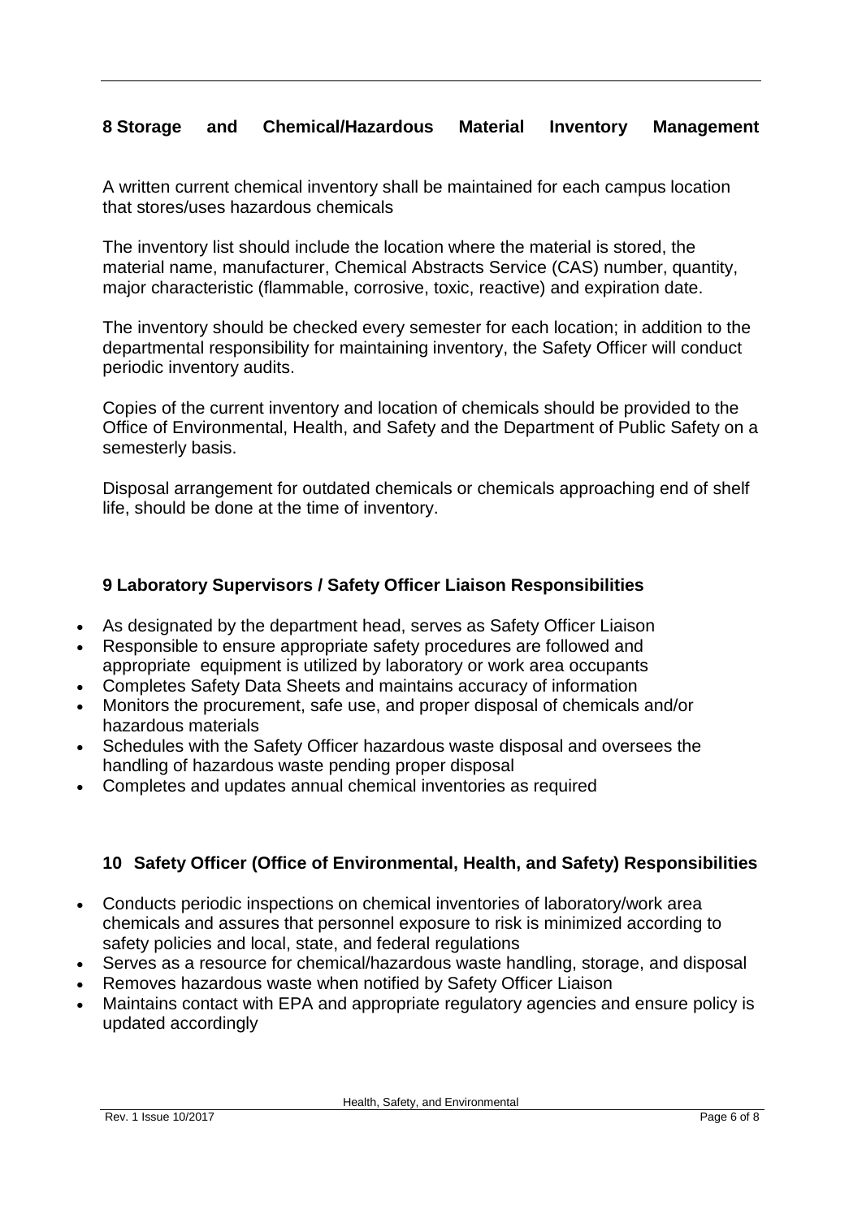## 8 Storage and Chemical/Hazardous Material Inventory Management

A written current chemical inventory shall be maintained for each campus location that stores/uses hazardous chemicals

The inventory list should include the location where the material is stored, the material name, manufacturer, Chemical Abstracts Service (CAS) number, quantity, major characteristic (flammable, corrosive, toxic, reactive) and expiration date.

The inventory should be checked every semester for each location; in addition to the departmental responsibility for maintaining inventory, the Safety Officer will conduct periodic inventory audits.

Copies of the current inventory and location of chemicals should be provided to the Office of Environmental, Health, and Safety and the Department of Public Safety on a semesterly basis.

Disposal arrangement for outdated chemicals or chemicals approaching end of shelf life, should be done at the time of inventory.

## 9 Laboratory Supervisors / Safety Officer Liaison Responsibilities

- As designated by the department head, serves as Safety Officer Liaison
- Responsible to ensure appropriate safety procedures are followed and appropriate equipment is utilized by laboratory or work area occupants
- Completes Safety Data Sheets and maintains accuracy of information
- Monitors the procurement, safe use, and proper disposal of chemicals and/or hazardous materials
- Schedules with the Safety Officer hazardous waste disposal and oversees the handling of hazardous waste pending proper disposal
- Completes and updates annual chemical inventories as required

## 10 Safety Officer (Office of Environmental, Health, and Safety) Responsibilities

- Conducts periodic inspections on chemical inventories of laboratory/work area chemicals and assures that personnel exposure to risk is minimized according to safety policies and local, state, and federal regulations
- Serves as a resource for chemical/hazardous waste handling, storage, and disposal
- Removes hazardous waste when notified by Safety Officer Liaison
- Maintains contact with EPA and appropriate regulatory agencies and ensure policy is updated accordingly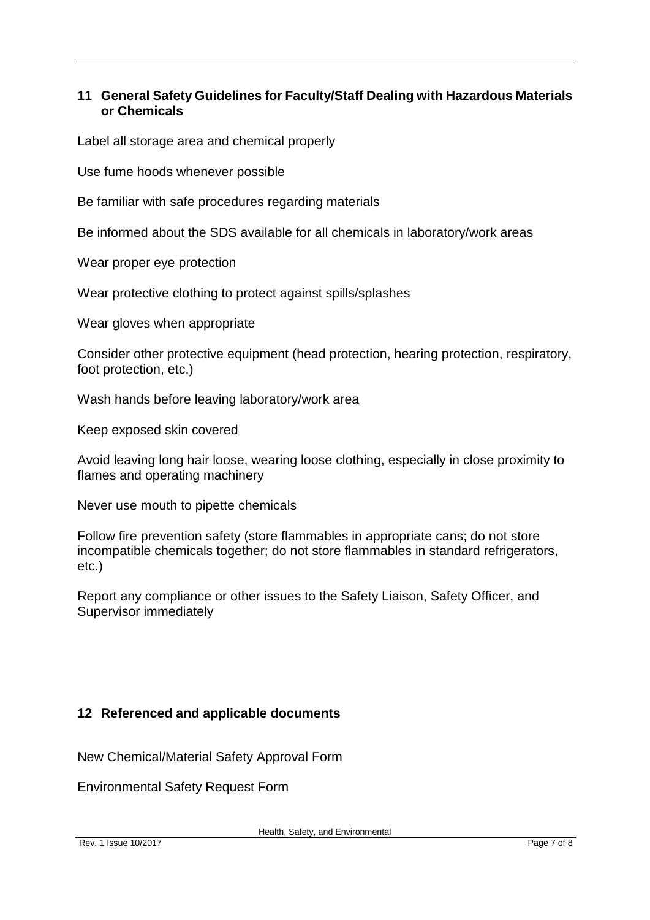## 11 General Safety Guidelines for Faculty/Staff Dealing with Hazardous Materials or Chemicals

Label all storage area and chemical properly

Use fume hoods whenever possible

Be familiar with safe procedures regarding materials

Be informed about the SDS available for all chemicals in laboratory/work areas

Wear proper eye protection

Wear protective clothing to protect against spills/splashes

Wear gloves when appropriate

Consider other protective equipment (head protection, hearing protection, respiratory, foot protection, etc.)

Wash hands before leaving laboratory/work area

Keep exposed skin covered

Avoid leaving long hair loose, wearing loose clothing, especially in close proximity to flames and operating machinery

Never use mouth to pipette chemicals

Follow fire prevention safety (store flammables in appropriate cans; do not store incompatible chemicals together; do not store flammables in standard refrigerators, etc.)

Report any compliance or other issues to the Safety Liaison, Safety Officer, and Supervisor immediately

## 12 Referenced and applicable documents

New Chemical/Material Safety Approval Form

Environmental Safety Request Form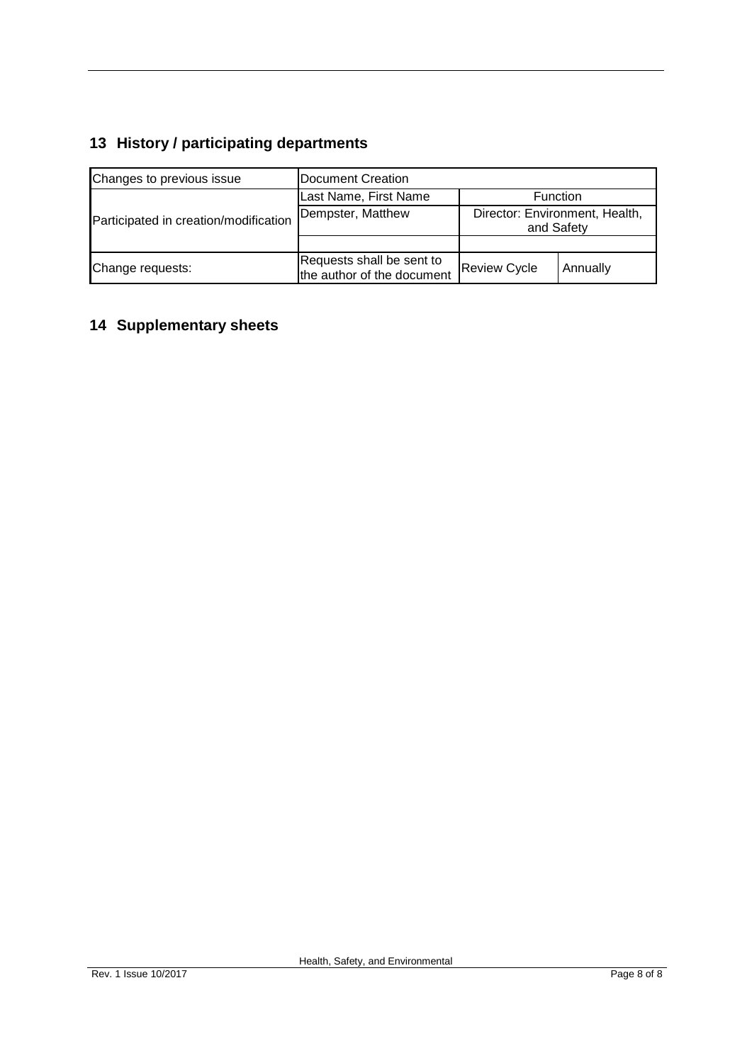## 13 History / participating departments

| | | | |
|---|---|---|---|
| Changes to previous issue | Document Creation | | |
| Participated in creation/modification | Last Name, First Name | Function | |
| | Dempster, Matthew | Director: Environment, Health, and Safety | |
| | | | |
| Change requests: | Requests shall be sent to the author of the document | Review Cycle | Annually |

## 14 Supplementary sheets